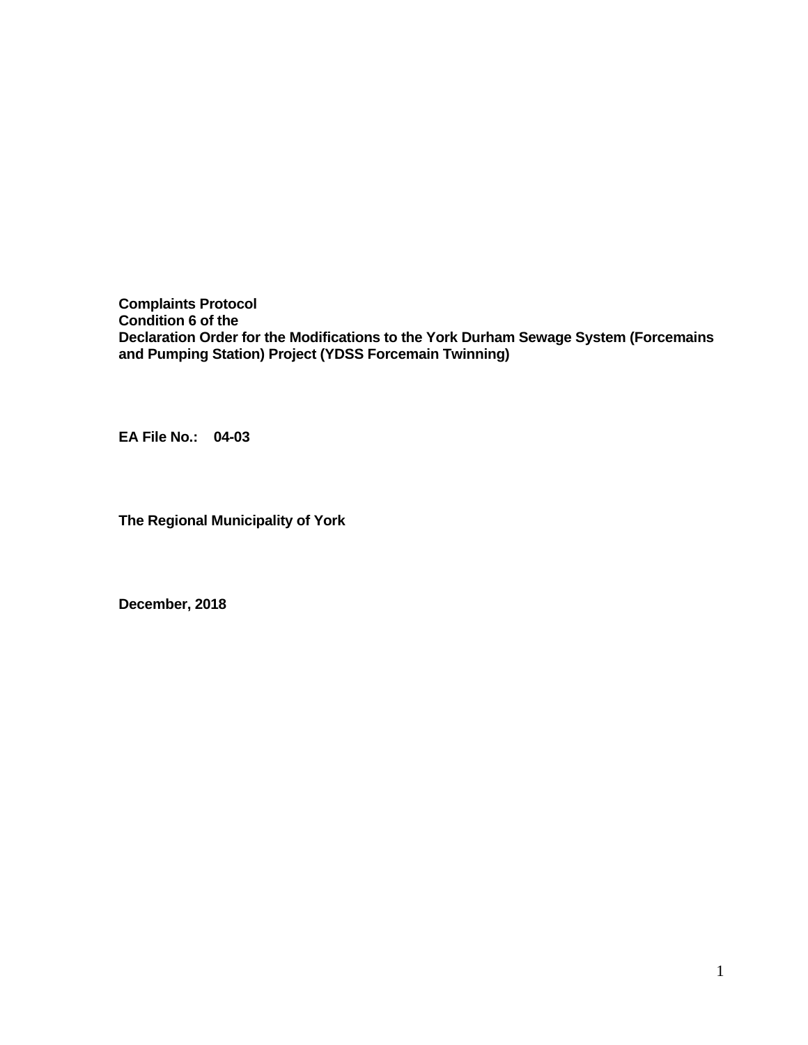**Complaints Protocol**
**Condition 6 of the**
**Declaration Order for the Modifications to the York Durham Sewage System (Forcemains and Pumping Station) Project (YDSS Forcemain Twinning)**

**EA File No.: 04-03**

**The Regional Municipality of York**

**December, 2018**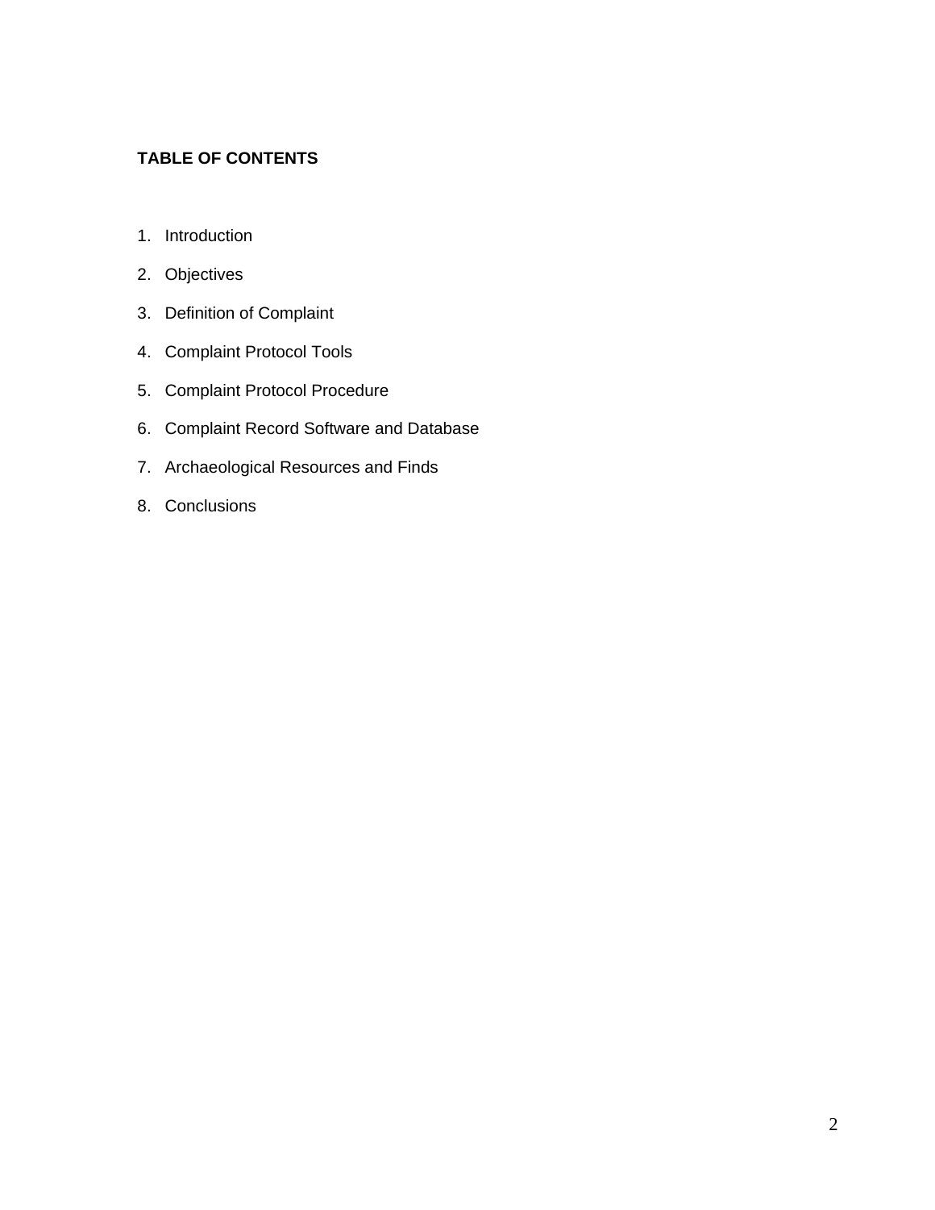**TABLE OF CONTENTS**

1. Introduction
2. Objectives
3. Definition of Complaint
4. Complaint Protocol Tools
5. Complaint Protocol Procedure
6. Complaint Record Software and Database
7. Archaeological Resources and Finds
8. Conclusions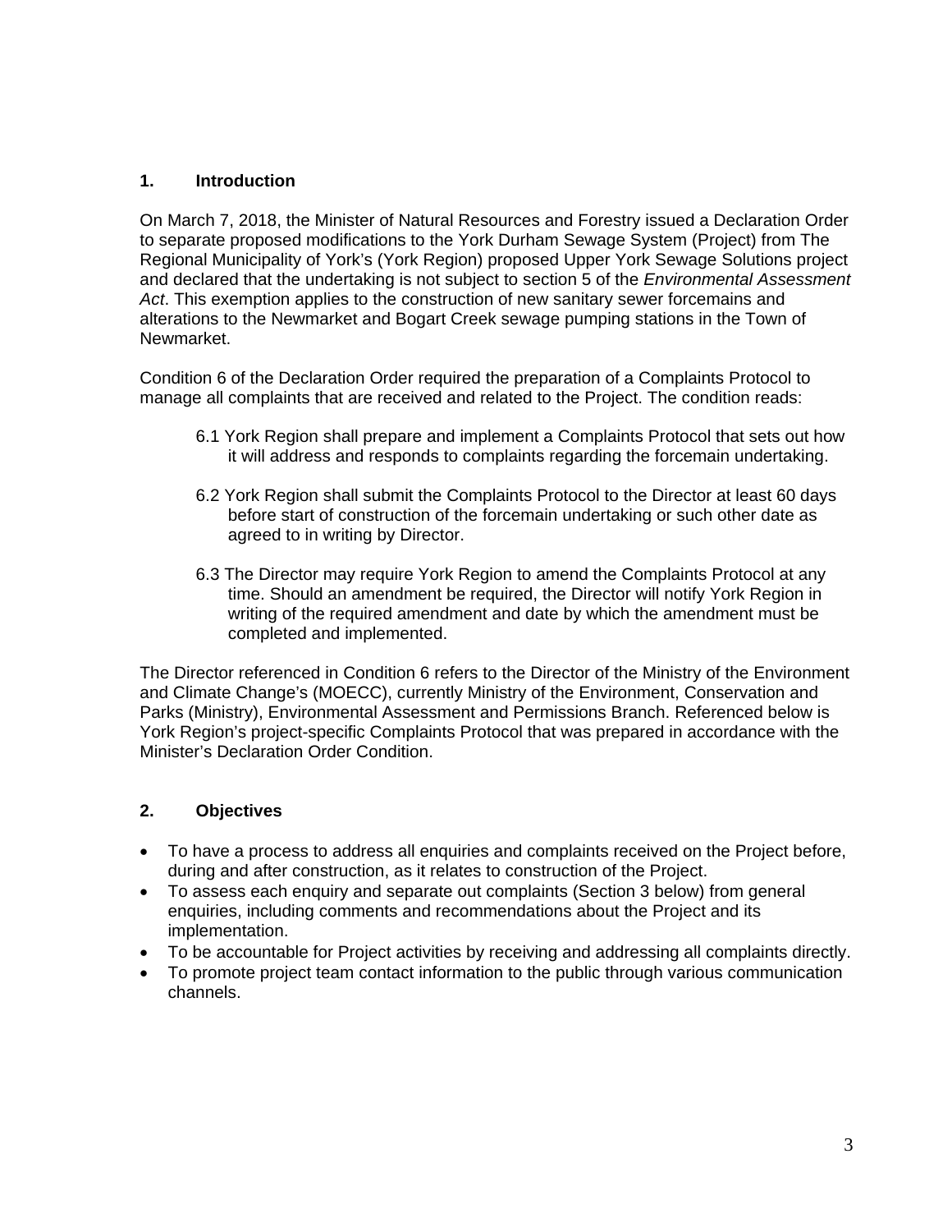## 1. Introduction

On March 7, 2018, the Minister of Natural Resources and Forestry issued a Declaration Order to separate proposed modifications to the York Durham Sewage System (Project) from The Regional Municipality of York's (York Region) proposed Upper York Sewage Solutions project and declared that the undertaking is not subject to section 5 of the *Environmental Assessment Act*. This exemption applies to the construction of new sanitary sewer forcemains and alterations to the Newmarket and Bogart Creek sewage pumping stations in the Town of Newmarket.

Condition 6 of the Declaration Order required the preparation of a Complaints Protocol to manage all complaints that are received and related to the Project. The condition reads:

> 6.1 York Region shall prepare and implement a Complaints Protocol that sets out how it will address and responds to complaints regarding the forcemain undertaking.
>
> 6.2 York Region shall submit the Complaints Protocol to the Director at least 60 days before start of construction of the forcemain undertaking or such other date as agreed to in writing by Director.
>
> 6.3 The Director may require York Region to amend the Complaints Protocol at any time. Should an amendment be required, the Director will notify York Region in writing of the required amendment and date by which the amendment must be completed and implemented.

The Director referenced in Condition 6 refers to the Director of the Ministry of the Environment and Climate Change's (MOECC), currently Ministry of the Environment, Conservation and Parks (Ministry), Environmental Assessment and Permissions Branch. Referenced below is York Region's project-specific Complaints Protocol that was prepared in accordance with the Minister's Declaration Order Condition.

## 2. Objectives

- To have a process to address all enquiries and complaints received on the Project before, during and after construction, as it relates to construction of the Project.
- To assess each enquiry and separate out complaints (Section 3 below) from general enquiries, including comments and recommendations about the Project and its implementation.
- To be accountable for Project activities by receiving and addressing all complaints directly.
- To promote project team contact information to the public through various communication channels.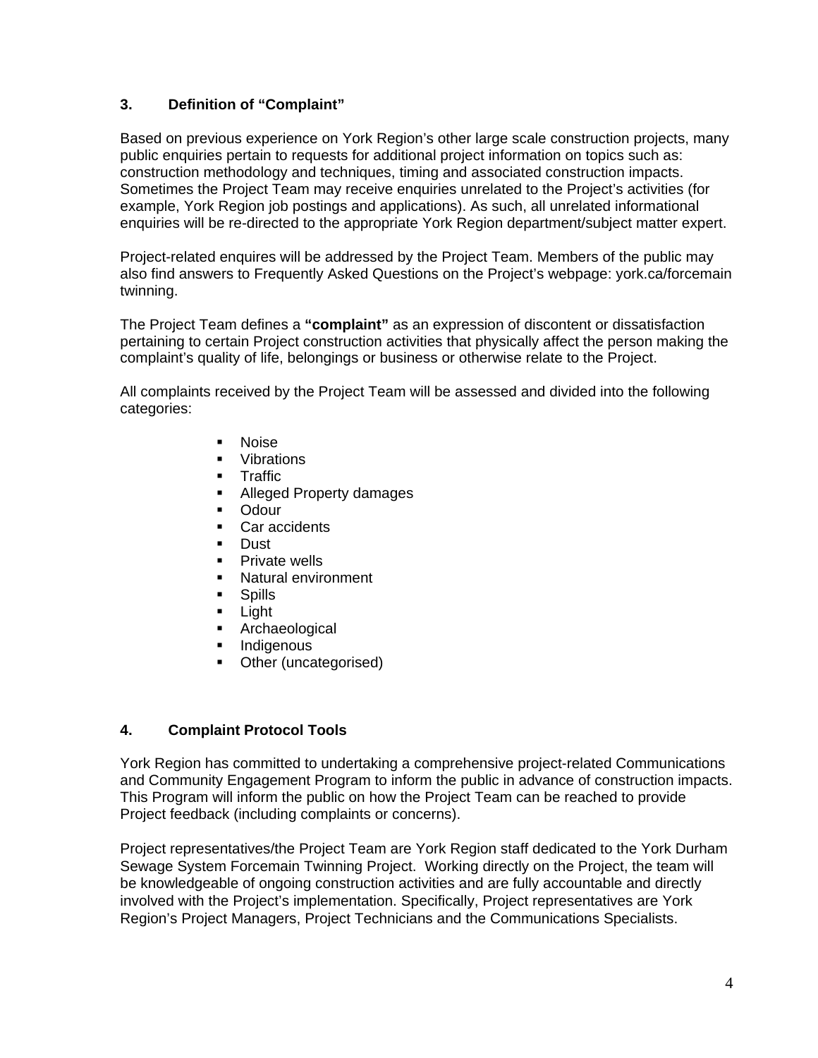## 3. Definition of "Complaint"

Based on previous experience on York Region's other large scale construction projects, many public enquiries pertain to requests for additional project information on topics such as: construction methodology and techniques, timing and associated construction impacts. Sometimes the Project Team may receive enquiries unrelated to the Project's activities (for example, York Region job postings and applications). As such, all unrelated informational enquiries will be re-directed to the appropriate York Region department/subject matter expert.

Project-related enquires will be addressed by the Project Team. Members of the public may also find answers to Frequently Asked Questions on the Project's webpage: york.ca/forcemain twinning.

The Project Team defines a **"complaint"** as an expression of discontent or dissatisfaction pertaining to certain Project construction activities that physically affect the person making the complaint's quality of life, belongings or business or otherwise relate to the Project.

All complaints received by the Project Team will be assessed and divided into the following categories:

- Noise
- Vibrations
- Traffic
- Alleged Property damages
- Odour
- Car accidents
- Dust
- Private wells
- Natural environment
- Spills
- Light
- Archaeological
- Indigenous
- Other (uncategorised)

## 4. Complaint Protocol Tools

York Region has committed to undertaking a comprehensive project-related Communications and Community Engagement Program to inform the public in advance of construction impacts. This Program will inform the public on how the Project Team can be reached to provide Project feedback (including complaints or concerns).

Project representatives/the Project Team are York Region staff dedicated to the York Durham Sewage System Forcemain Twinning Project. Working directly on the Project, the team will be knowledgeable of ongoing construction activities and are fully accountable and directly involved with the Project's implementation. Specifically, Project representatives are York Region's Project Managers, Project Technicians and the Communications Specialists.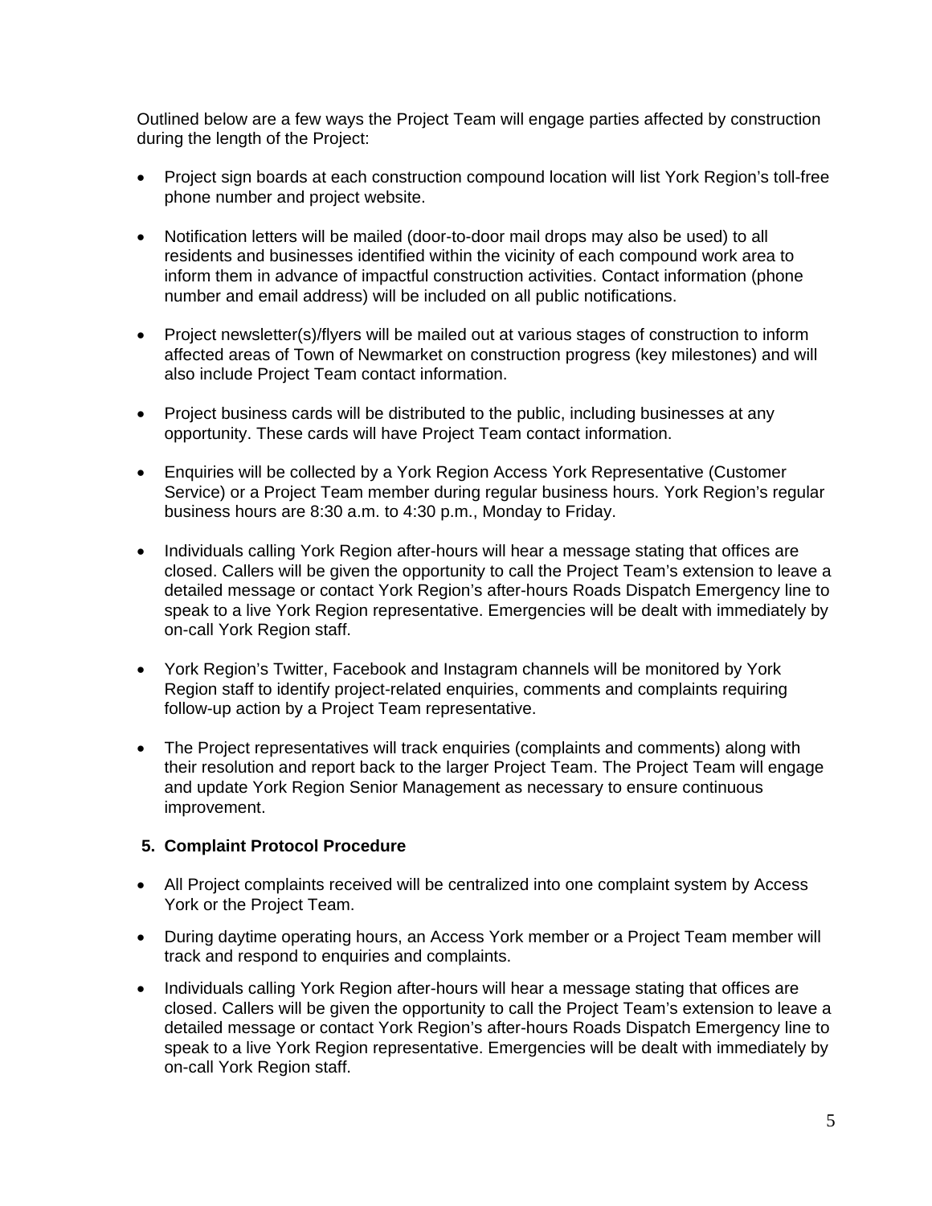Outlined below are a few ways the Project Team will engage parties affected by construction during the length of the Project:

- Project sign boards at each construction compound location will list York Region's toll-free phone number and project website.
- Notification letters will be mailed (door-to-door mail drops may also be used) to all residents and businesses identified within the vicinity of each compound work area to inform them in advance of impactful construction activities. Contact information (phone number and email address) will be included on all public notifications.
- Project newsletter(s)/flyers will be mailed out at various stages of construction to inform affected areas of Town of Newmarket on construction progress (key milestones) and will also include Project Team contact information.
- Project business cards will be distributed to the public, including businesses at any opportunity. These cards will have Project Team contact information.
- Enquiries will be collected by a York Region Access York Representative (Customer Service) or a Project Team member during regular business hours. York Region's regular business hours are 8:30 a.m. to 4:30 p.m., Monday to Friday.
- Individuals calling York Region after-hours will hear a message stating that offices are closed. Callers will be given the opportunity to call the Project Team's extension to leave a detailed message or contact York Region's after-hours Roads Dispatch Emergency line to speak to a live York Region representative. Emergencies will be dealt with immediately by on-call York Region staff.
- York Region's Twitter, Facebook and Instagram channels will be monitored by York Region staff to identify project-related enquiries, comments and complaints requiring follow-up action by a Project Team representative.
- The Project representatives will track enquiries (complaints and comments) along with their resolution and report back to the larger Project Team. The Project Team will engage and update York Region Senior Management as necessary to ensure continuous improvement.

## 5. Complaint Protocol Procedure

- All Project complaints received will be centralized into one complaint system by Access York or the Project Team.
- During daytime operating hours, an Access York member or a Project Team member will track and respond to enquiries and complaints.
- Individuals calling York Region after-hours will hear a message stating that offices are closed. Callers will be given the opportunity to call the Project Team's extension to leave a detailed message or contact York Region's after-hours Roads Dispatch Emergency line to speak to a live York Region representative. Emergencies will be dealt with immediately by on-call York Region staff.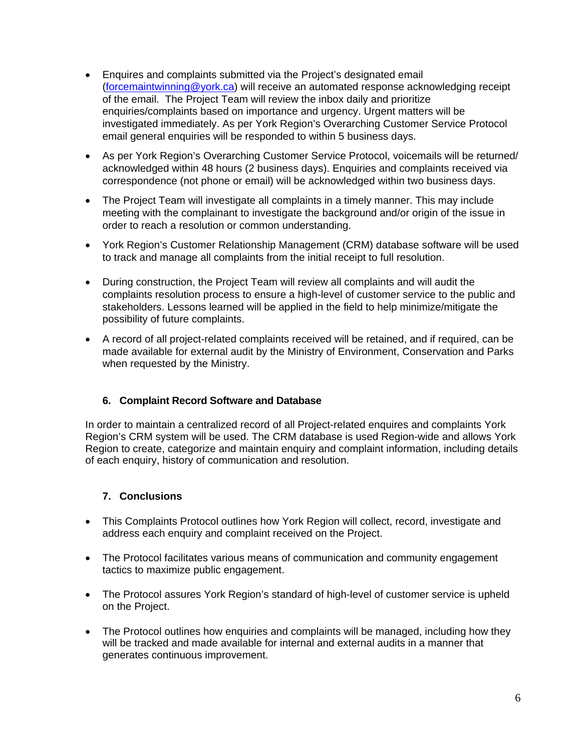- Enquires and complaints submitted via the Project's designated email (forcemaintwinning@york.ca) will receive an automated response acknowledging receipt of the email. The Project Team will review the inbox daily and prioritize enquiries/complaints based on importance and urgency. Urgent matters will be investigated immediately. As per York Region's Overarching Customer Service Protocol email general enquiries will be responded to within 5 business days.
- As per York Region's Overarching Customer Service Protocol, voicemails will be returned/ acknowledged within 48 hours (2 business days). Enquiries and complaints received via correspondence (not phone or email) will be acknowledged within two business days.
- The Project Team will investigate all complaints in a timely manner. This may include meeting with the complainant to investigate the background and/or origin of the issue in order to reach a resolution or common understanding.
- York Region's Customer Relationship Management (CRM) database software will be used to track and manage all complaints from the initial receipt to full resolution.
- During construction, the Project Team will review all complaints and will audit the complaints resolution process to ensure a high-level of customer service to the public and stakeholders. Lessons learned will be applied in the field to help minimize/mitigate the possibility of future complaints.
- A record of all project-related complaints received will be retained, and if required, can be made available for external audit by the Ministry of Environment, Conservation and Parks when requested by the Ministry.

## 6. Complaint Record Software and Database

In order to maintain a centralized record of all Project-related enquires and complaints York Region's CRM system will be used. The CRM database is used Region-wide and allows York Region to create, categorize and maintain enquiry and complaint information, including details of each enquiry, history of communication and resolution.

## 7. Conclusions

- This Complaints Protocol outlines how York Region will collect, record, investigate and address each enquiry and complaint received on the Project.
- The Protocol facilitates various means of communication and community engagement tactics to maximize public engagement.
- The Protocol assures York Region's standard of high-level of customer service is upheld on the Project.
- The Protocol outlines how enquiries and complaints will be managed, including how they will be tracked and made available for internal and external audits in a manner that generates continuous improvement.